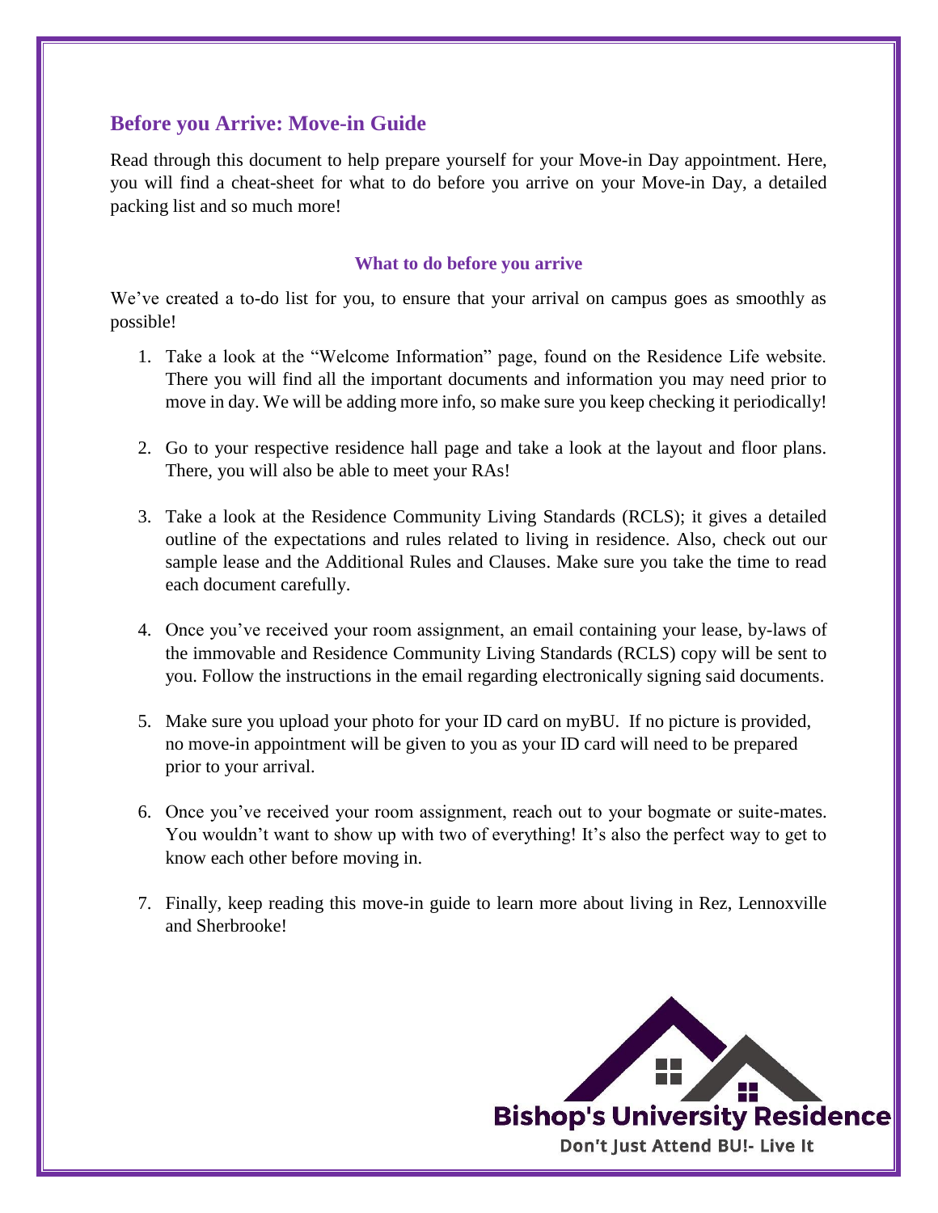## Before you Arrive: Move-in Guide

Read through this document to help prepare yourself for your Move-in Day appointment. Here, you will find a cheat-sheet for what to do before you arrive on your Move-in Day, a detailed packing list and so much more!

### What to do before you arrive

We've created a to-do list for you, to ensure that your arrival on campus goes as smoothly as possible!

1. Take a look at the "Welcome Information" page, found on the Residence Life website. There you will find all the important documents and information you may need prior to move in day. We will be adding more info, so make sure you keep checking it periodically!

2. Go to your respective residence hall page and take a look at the layout and floor plans. There, you will also be able to meet your RAs!

3. Take a look at the Residence Community Living Standards (RCLS); it gives a detailed outline of the expectations and rules related to living in residence. Also, check out our sample lease and the Additional Rules and Clauses. Make sure you take the time to read each document carefully.

4. Once you've received your room assignment, an email containing your lease, by-laws of the immovable and Residence Community Living Standards (RCLS) copy will be sent to you. Follow the instructions in the email regarding electronically signing said documents.

5. Make sure you upload your photo for your ID card on myBU. If no picture is provided, no move-in appointment will be given to you as your ID card will need to be prepared prior to your arrival.

6. Once you've received your room assignment, reach out to your bogmate or suite-mates. You wouldn't want to show up with two of everything! It's also the perfect way to get to know each other before moving in.

7. Finally, keep reading this move-in guide to learn more about living in Rez, Lennoxville and Sherbrooke!

Bishop's University Residence

Don't Just Attend BU!- Live It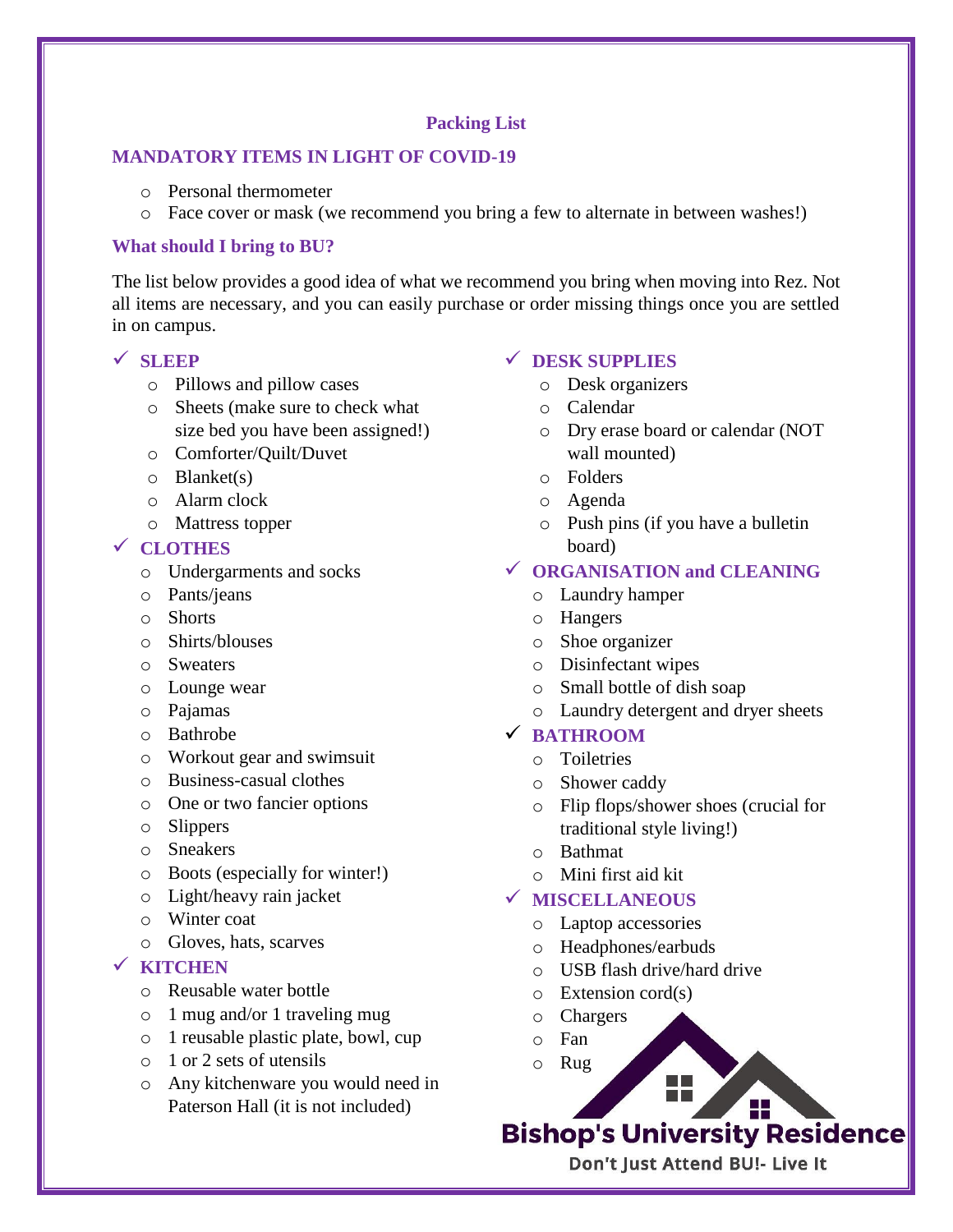## Packing List

### MANDATORY ITEMS IN LIGHT OF COVID-19

- Personal thermometer
- Face cover or mask (we recommend you bring a few to alternate in between washes!)

### What should I bring to BU?

The list below provides a good idea of what we recommend you bring when moving into Rez. Not all items are necessary, and you can easily purchase or order missing things once you are settled in on campus.

✓ **SLEEP**

- Pillows and pillow cases
- Sheets (make sure to check what size bed you have been assigned!)
- Comforter/Quilt/Duvet
- Blanket(s)
- Alarm clock
- Mattress topper

✓ **CLOTHES**

- Undergarments and socks
- Pants/jeans
- Shorts
- Shirts/blouses
- Sweaters
- Lounge wear
- Pajamas
- Bathrobe
- Workout gear and swimsuit
- Business-casual clothes
- One or two fancier options
- Slippers
- Sneakers
- Boots (especially for winter!)
- Light/heavy rain jacket
- Winter coat
- Gloves, hats, scarves

✓ **KITCHEN**

- Reusable water bottle
- 1 mug and/or 1 traveling mug
- 1 reusable plastic plate, bowl, cup
- 1 or 2 sets of utensils
- Any kitchenware you would need in Paterson Hall (it is not included)

✓ **DESK SUPPLIES**

- Desk organizers
- Calendar
- Dry erase board or calendar (NOT wall mounted)
- Folders
- Agenda
- Push pins (if you have a bulletin board)

✓ **ORGANISATION and CLEANING**

- Laundry hamper
- Hangers
- Shoe organizer
- Disinfectant wipes
- Small bottle of dish soap
- Laundry detergent and dryer sheets

✓ **BATHROOM**

- Toiletries
- Shower caddy
- Flip flops/shower shoes (crucial for traditional style living!)
- Bathmat
- Mini first aid kit

✓ **MISCELLANEOUS**

- Laptop accessories
- Headphones/earbuds
- USB flash drive/hard drive
- Extension cord(s)
- Chargers
- Fan
- Rug

**Bishop's University Residence**
Don't Just Attend BU!- Live It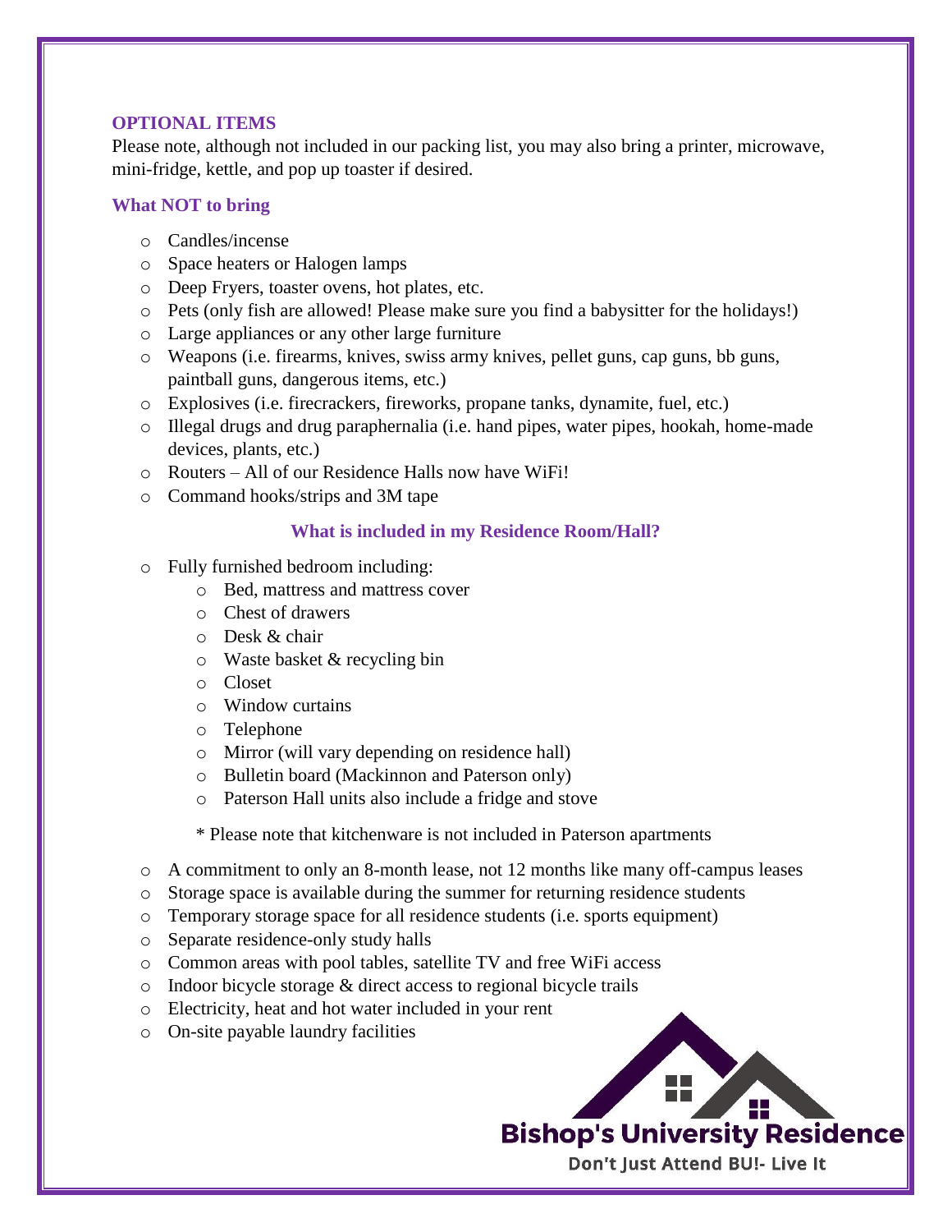## OPTIONAL ITEMS

Please note, although not included in our packing list, you may also bring a printer, microwave, mini-fridge, kettle, and pop up toaster if desired.

## What NOT to bring

- Candles/incense
- Space heaters or Halogen lamps
- Deep Fryers, toaster ovens, hot plates, etc.
- Pets (only fish are allowed! Please make sure you find a babysitter for the holidays!)
- Large appliances or any other large furniture
- Weapons (i.e. firearms, knives, swiss army knives, pellet guns, cap guns, bb guns, paintball guns, dangerous items, etc.)
- Explosives (i.e. firecrackers, fireworks, propane tanks, dynamite, fuel, etc.)
- Illegal drugs and drug paraphernalia (i.e. hand pipes, water pipes, hookah, home-made devices, plants, etc.)
- Routers – All of our Residence Halls now have WiFi!
- Command hooks/strips and 3M tape

## What is included in my Residence Room/Hall?

- Fully furnished bedroom including:
  - Bed, mattress and mattress cover
  - Chest of drawers
  - Desk & chair
  - Waste basket & recycling bin
  - Closet
  - Window curtains
  - Telephone
  - Mirror (will vary depending on residence hall)
  - Bulletin board (Mackinnon and Paterson only)
  - Paterson Hall units also include a fridge and stove

  * Please note that kitchenware is not included in Paterson apartments

- A commitment to only an 8-month lease, not 12 months like many off-campus leases
- Storage space is available during the summer for returning residence students
- Temporary storage space for all residence students (i.e. sports equipment)
- Separate residence-only study halls
- Common areas with pool tables, satellite TV and free WiFi access
- Indoor bicycle storage & direct access to regional bicycle trails
- Electricity, heat and hot water included in your rent
- On-site payable laundry facilities

Bishop's University Residence

Don't Just Attend BU!- Live It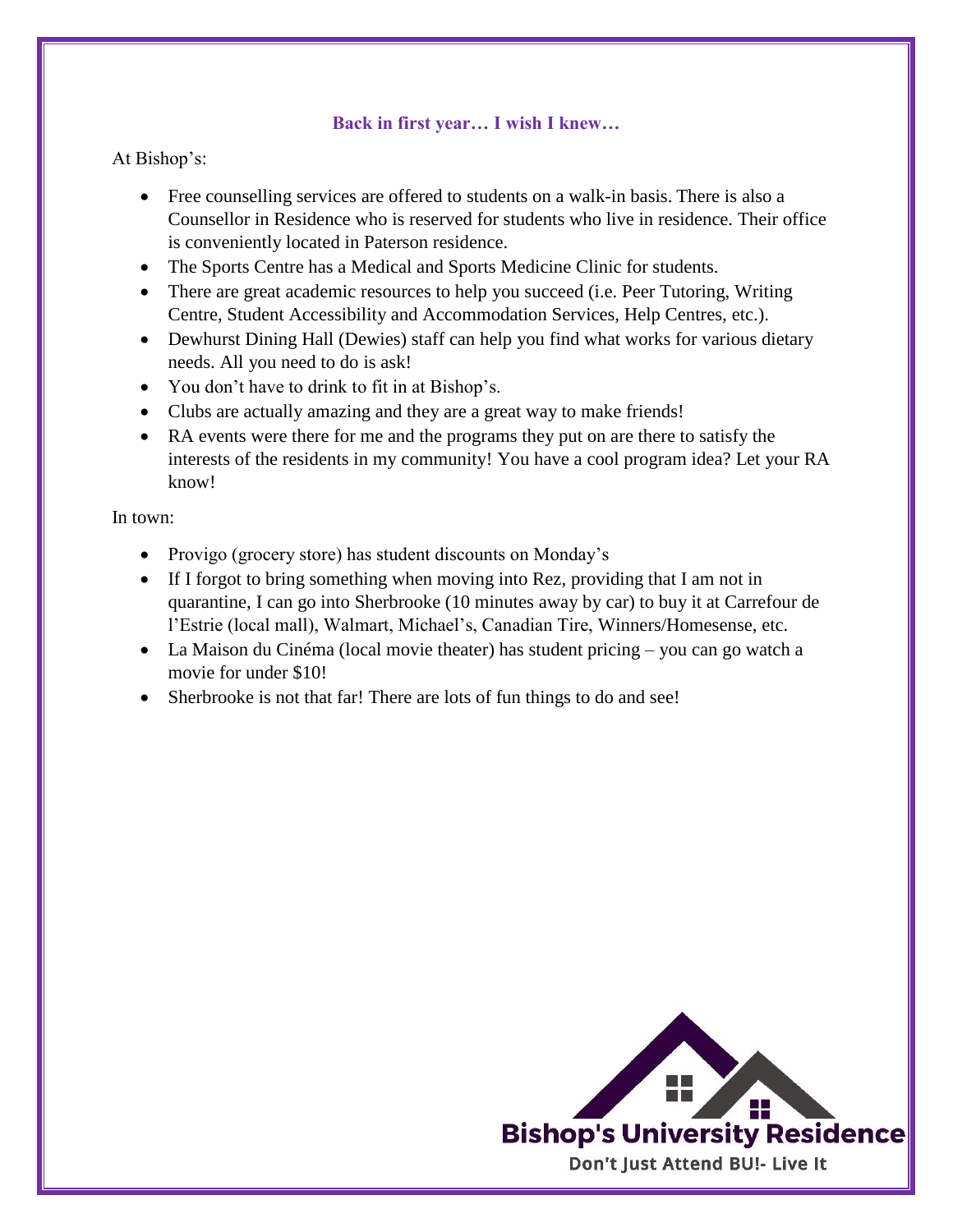**Back in first year… I wish I knew…**

At Bishop's:

- Free counselling services are offered to students on a walk-in basis. There is also a Counsellor in Residence who is reserved for students who live in residence. Their office is conveniently located in Paterson residence.
- The Sports Centre has a Medical and Sports Medicine Clinic for students.
- There are great academic resources to help you succeed (i.e. Peer Tutoring, Writing Centre, Student Accessibility and Accommodation Services, Help Centres, etc.).
- Dewhurst Dining Hall (Dewies) staff can help you find what works for various dietary needs. All you need to do is ask!
- You don't have to drink to fit in at Bishop's.
- Clubs are actually amazing and they are a great way to make friends!
- RA events were there for me and the programs they put on are there to satisfy the interests of the residents in my community! You have a cool program idea? Let your RA know!

In town:

- Provigo (grocery store) has student discounts on Monday's
- If I forgot to bring something when moving into Rez, providing that I am not in quarantine, I can go into Sherbrooke (10 minutes away by car) to buy it at Carrefour de l'Estrie (local mall), Walmart, Michael's, Canadian Tire, Winners/Homesense, etc.
- La Maison du Cinéma (local movie theater) has student pricing – you can go watch a movie for under $10!
- Sherbrooke is not that far! There are lots of fun things to do and see!

Bishop's University Residence

Don't Just Attend BU!- Live It